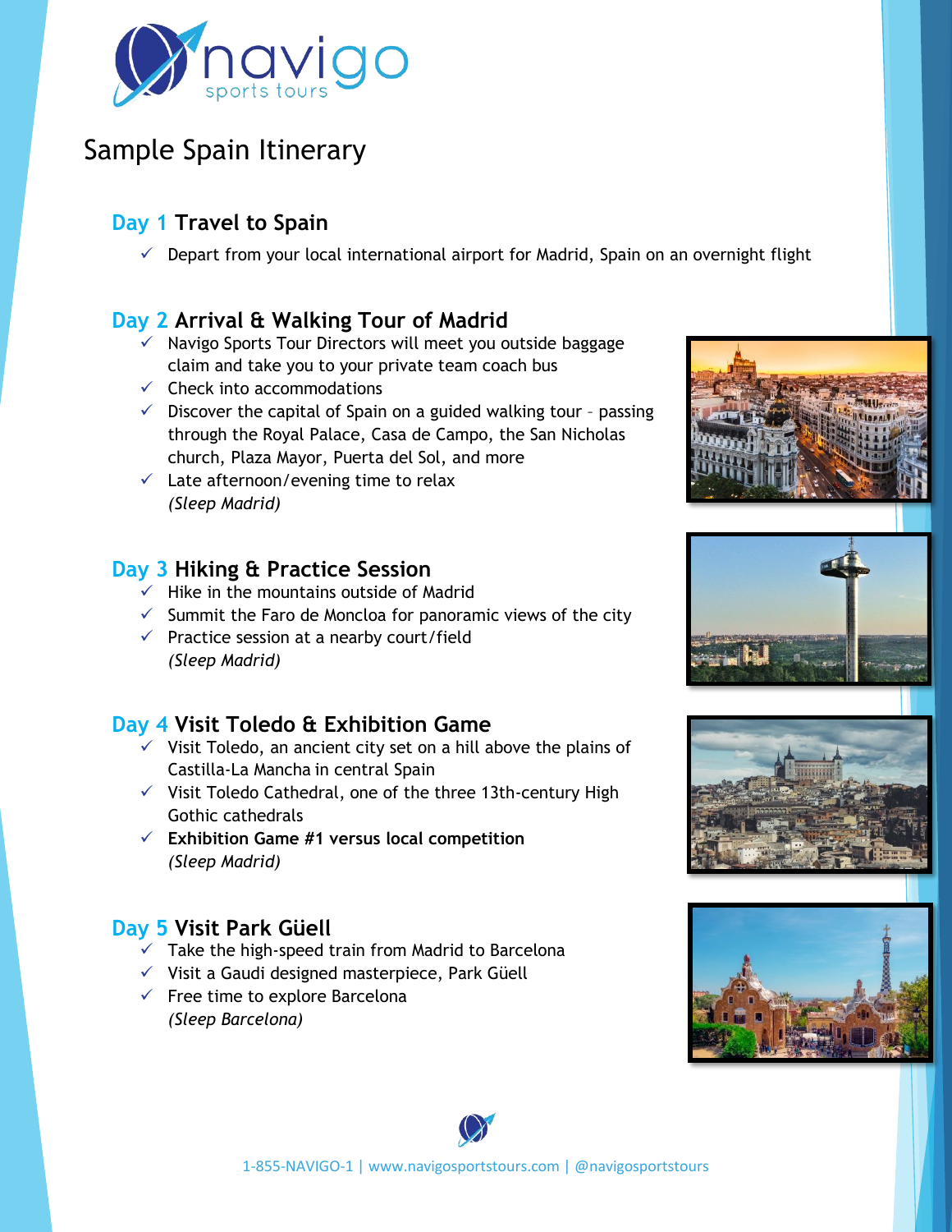# navigo sports tours

## Sample Spain Itinerary

### Day 1 Travel to Spain

- ✓ Depart from your local international airport for Madrid, Spain on an overnight flight

### Day 2 Arrival & Walking Tour of Madrid

- ✓ Navigo Sports Tour Directors will meet you outside baggage claim and take you to your private team coach bus
- ✓ Check into accommodations
- ✓ Discover the capital of Spain on a guided walking tour – passing through the Royal Palace, Casa de Campo, the San Nicholas church, Plaza Mayor, Puerta del Sol, and more
- ✓ Late afternoon/evening time to relax

*(Sleep Madrid)*

### Day 3 Hiking & Practice Session

- ✓ Hike in the mountains outside of Madrid
- ✓ Summit the Faro de Moncloa for panoramic views of the city
- ✓ Practice session at a nearby court/field

*(Sleep Madrid)*

### Day 4 Visit Toledo & Exhibition Game

- ✓ Visit Toledo, an ancient city set on a hill above the plains of Castilla-La Mancha in central Spain
- ✓ Visit Toledo Cathedral, one of the three 13th-century High Gothic cathedrals
- ✓ **Exhibition Game #1 versus local competition**

*(Sleep Madrid)*

### Day 5 Visit Park Güell

- ✓ Take the high-speed train from Madrid to Barcelona
- ✓ Visit a Gaudi designed masterpiece, Park Güell
- ✓ Free time to explore Barcelona

*(Sleep Barcelona)*

1-855-NAVIGO-1 | www.navigosportstours.com | @navigosportstours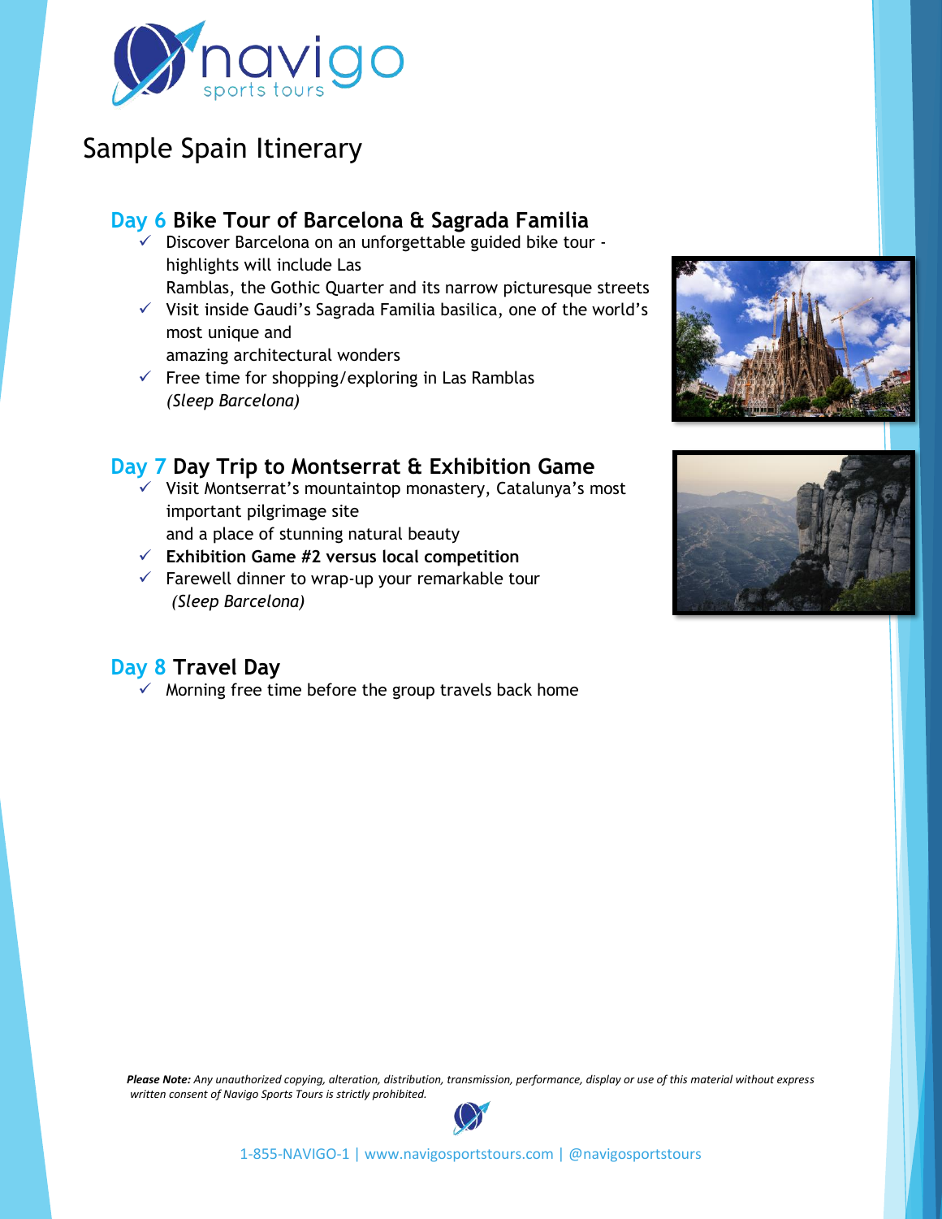# Sample Spain Itinerary

## Day 6 Bike Tour of Barcelona & Sagrada Familia

- ✓ Discover Barcelona on an unforgettable guided bike tour - highlights will include Las Ramblas, the Gothic Quarter and its narrow picturesque streets
- ✓ Visit inside Gaudi's Sagrada Familia basilica, one of the world's most unique and amazing architectural wonders
- ✓ Free time for shopping/exploring in Las Ramblas
  *(Sleep Barcelona)*

## Day 7 Day Trip to Montserrat & Exhibition Game

- ✓ Visit Montserrat's mountaintop monastery, Catalunya's most important pilgrimage site and a place of stunning natural beauty
- ✓ **Exhibition Game #2 versus local competition**
- ✓ Farewell dinner to wrap-up your remarkable tour
  *(Sleep Barcelona)*

## Day 8 Travel Day

- ✓ Morning free time before the group travels back home

***Please Note:*** *Any unauthorized copying, alteration, distribution, transmission, performance, display or use of this material without express written consent of Navigo Sports Tours is strictly prohibited.*

1-855-NAVIGO-1 | www.navigosportstours.com | @navigosportstours